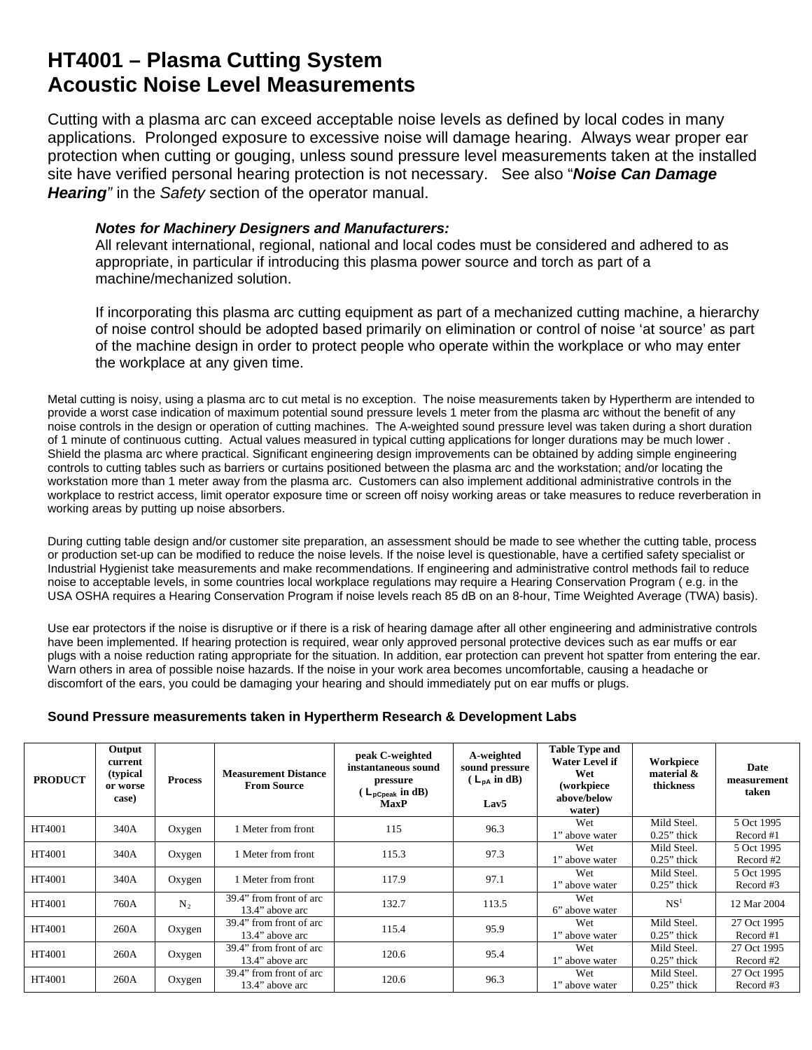# HT4001 – Plasma Cutting System
# Acoustic Noise Level Measurements

Cutting with a plasma arc can exceed acceptable noise levels as defined by local codes in many applications. Prolonged exposure to excessive noise will damage hearing. Always wear proper ear protection when cutting or gouging, unless sound pressure level measurements taken at the installed site have verified personal hearing protection is not necessary. See also "***Noise Can Damage Hearing***" in the *Safety* section of the operator manual.

> ***Notes for Machinery Designers and Manufacturers:***
> All relevant international, regional, national and local codes must be considered and adhered to as appropriate, in particular if introducing this plasma power source and torch as part of a machine/mechanized solution.
>
> If incorporating this plasma arc cutting equipment as part of a mechanized cutting machine, a hierarchy of noise control should be adopted based primarily on elimination or control of noise 'at source' as part of the machine design in order to protect people who operate within the workplace or who may enter the workplace at any given time.

Metal cutting is noisy, using a plasma arc to cut metal is no exception. The noise measurements taken by Hypertherm are intended to provide a worst case indication of maximum potential sound pressure levels 1 meter from the plasma arc without the benefit of any noise controls in the design or operation of cutting machines. The A-weighted sound pressure level was taken during a short duration of 1 minute of continuous cutting. Actual values measured in typical cutting applications for longer durations may be much lower . Shield the plasma arc where practical. Significant engineering design improvements can be obtained by adding simple engineering controls to cutting tables such as barriers or curtains positioned between the plasma arc and the workstation; and/or locating the workstation more than 1 meter away from the plasma arc. Customers can also implement additional administrative controls in the workplace to restrict access, limit operator exposure time or screen off noisy working areas or take measures to reduce reverberation in working areas by putting up noise absorbers.

During cutting table design and/or customer site preparation, an assessment should be made to see whether the cutting table, process or production set-up can be modified to reduce the noise levels. If the noise level is questionable, have a certified safety specialist or Industrial Hygienist take measurements and make recommendations. If engineering and administrative control methods fail to reduce noise to acceptable levels, in some countries local workplace regulations may require a Hearing Conservation Program ( e.g. in the USA OSHA requires a Hearing Conservation Program if noise levels reach 85 dB on an 8-hour, Time Weighted Average (TWA) basis).

Use ear protectors if the noise is disruptive or if there is a risk of hearing damage after all other engineering and administrative controls have been implemented. If hearing protection is required, wear only approved personal protective devices such as ear muffs or ear plugs with a noise reduction rating appropriate for the situation. In addition, ear protection can prevent hot spatter from entering the ear. Warn others in area of possible noise hazards. If the noise in your work area becomes uncomfortable, causing a headache or discomfort of the ears, you could be damaging your hearing and should immediately put on ear muffs or plugs.

**Sound Pressure measurements taken in Hypertherm Research & Development Labs**

| PRODUCT | Output current (typical or worse case) | Process | Measurement Distance From Source | peak C-weighted instantaneous sound pressure ( $L_{pCpeak}$ in dB) MaxP | A-weighted sound pressure ( $L_{pA}$ in dB) Lav5 | Table Type and Water Level if Wet (workpiece above/below water) | Workpiece material & thickness | Date measurement taken |
|---|---|---|---|---|---|---|---|---|
| HT4001 | 340A | Oxygen | 1 Meter from front | 115 | 96.3 | Wet 1" above water | Mild Steel. 0.25" thick | 5 Oct 1995 Record #1 |
| HT4001 | 340A | Oxygen | 1 Meter from front | 115.3 | 97.3 | Wet 1" above water | Mild Steel. 0.25" thick | 5 Oct 1995 Record #2 |
| HT4001 | 340A | Oxygen | 1 Meter from front | 117.9 | 97.1 | Wet 1" above water | Mild Steel. 0.25" thick | 5 Oct 1995 Record #3 |
| HT4001 | 760A | $N_2$ | 39.4" from front of arc 13.4" above arc | 132.7 | 113.5 | Wet 6" above water | NS[1] | 12 Mar 2004 |
| HT4001 | 260A | Oxygen | 39.4" from front of arc 13.4" above arc | 115.4 | 95.9 | Wet 1" above water | Mild Steel. 0.25" thick | 27 Oct 1995 Record #1 |
| HT4001 | 260A | Oxygen | 39.4" from front of arc 13.4" above arc | 120.6 | 95.4 | Wet 1" above water | Mild Steel. 0.25" thick | 27 Oct 1995 Record #2 |
| HT4001 | 260A | Oxygen | 39.4" from front of arc 13.4" above arc | 120.6 | 96.3 | Wet 1" above water | Mild Steel. 0.25" thick | 27 Oct 1995 Record #3 |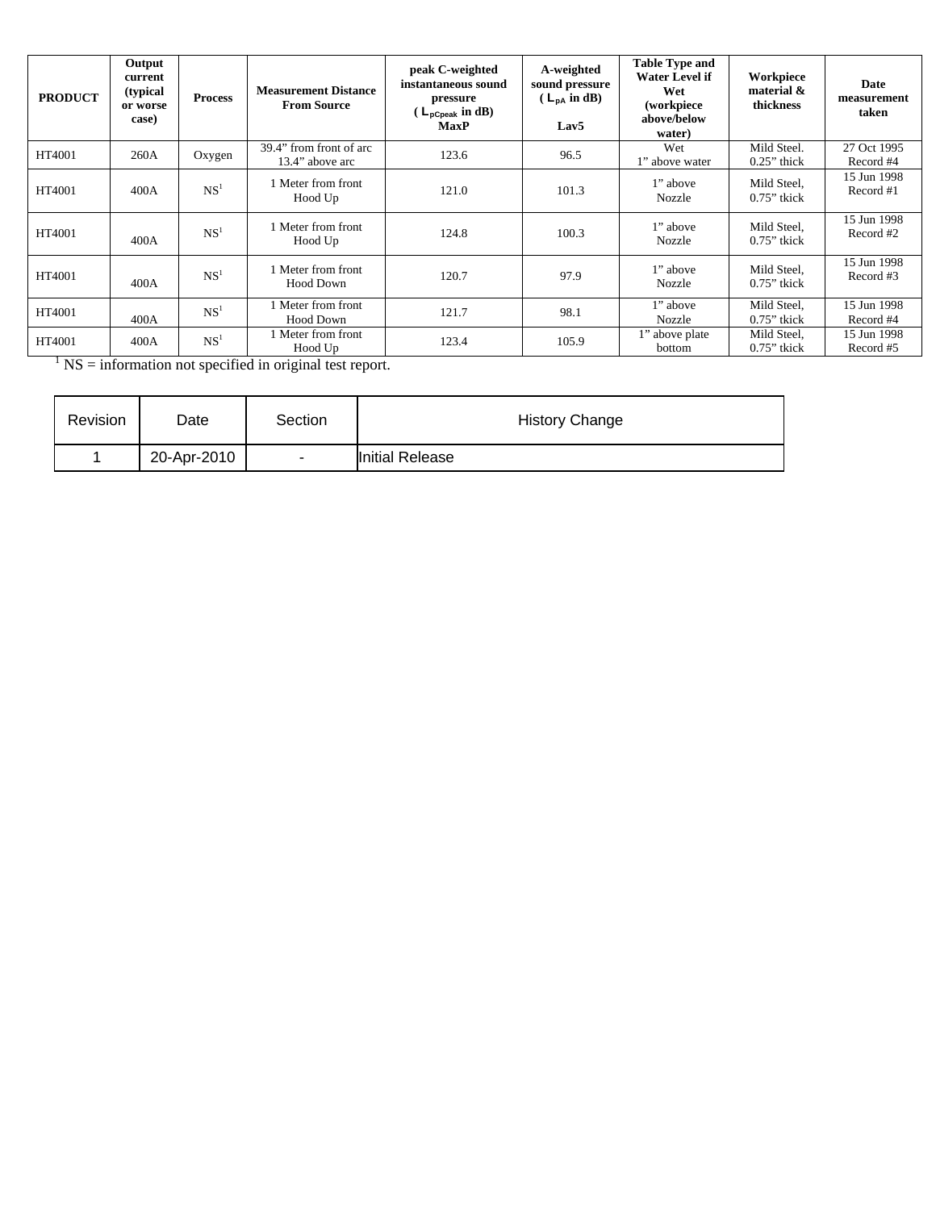| PRODUCT | Output current (typical or worse case) | Process | Measurement Distance From Source | peak C-weighted instantaneous sound pressure ( $L_{pCpeak}$ in dB) MaxP | A-weighted sound pressure ( $L_{pA}$ in dB) Lav5 | Table Type and Water Level if Wet (workpiece above/below water) | Workpiece material & thickness | Date measurement taken |
|---|---|---|---|---|---|---|---|---|
| HT4001 | 260A | Oxygen | 39.4" from front of arc 13.4" above arc | 123.6 | 96.5 | Wet 1" above water | Mild Steel. 0.25" thick | 27 Oct 1995 Record #4 |
| HT4001 | 400A | NS[1] | 1 Meter from front Hood Up | 121.0 | 101.3 | 1" above Nozzle | Mild Steel, 0.75" tkick | 15 Jun 1998 Record #1 |
| HT4001 | 400A | NS[1] | 1 Meter from front Hood Up | 124.8 | 100.3 | 1" above Nozzle | Mild Steel, 0.75" tkick | 15 Jun 1998 Record #2 |
| HT4001 | 400A | NS[1] | 1 Meter from front Hood Down | 120.7 | 97.9 | 1" above Nozzle | Mild Steel, 0.75" tkick | 15 Jun 1998 Record #3 |
| HT4001 | 400A | NS[1] | 1 Meter from front Hood Down | 121.7 | 98.1 | 1" above Nozzle | Mild Steel, 0.75" tkick | 15 Jun 1998 Record #4 |
| HT4001 | 400A | NS[1] | 1 Meter from front Hood Up | 123.4 | 105.9 | 1" above plate bottom | Mild Steel, 0.75" tkick | 15 Jun 1998 Record #5 |

[1] NS = information not specified in original test report.

| Revision | Date | Section | History Change |
|---|---|---|---|
| 1 | 20-Apr-2010 | - | Initial Release |